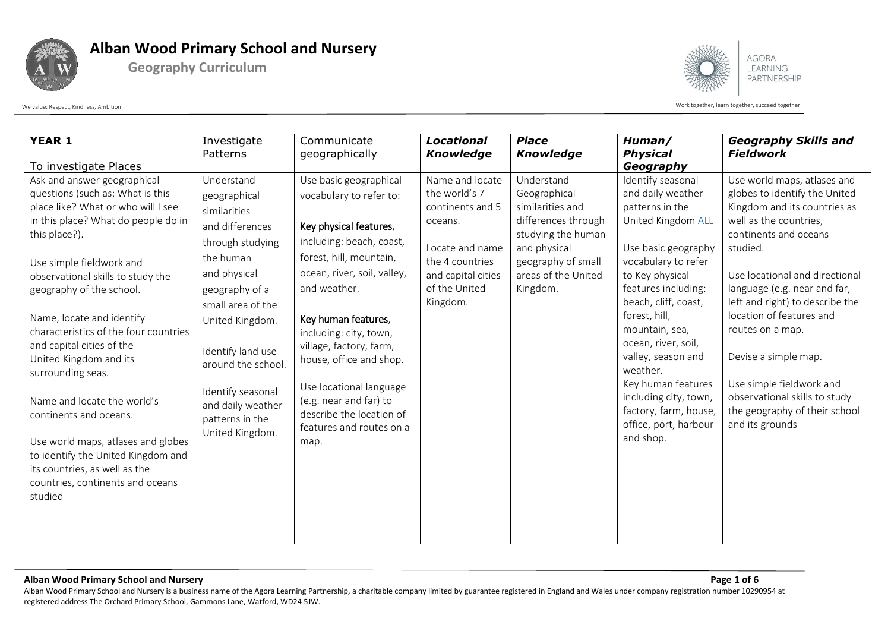# Alban Wood Primary School and Nursery

**Geography Curriculum**

We value: Respect, Kindness, Ambition

Work together, learn together, succeed together

| **YEAR 1**<br><br>To investigate Places | Investigate Patterns | Communicate geographically | ***Locational Knowledge*** | ***Place Knowledge*** | ***Human/ Physical Geography*** | ***Geography Skills and Fieldwork*** |
|---|---|---|---|---|---|---|
| Ask and answer geographical questions (such as: What is this place like? What or who will I see in this place? What do people do in this place?).<br><br>Use simple fieldwork and observational skills to study the geography of the school.<br><br>Name, locate and identify characteristics of the four countries and capital cities of the United Kingdom and its surrounding seas.<br><br>Name and locate the world's continents and oceans.<br><br>Use world maps, atlases and globes to identify the United Kingdom and its countries, as well as the countries, continents and oceans studied | Understand geographical similarities and differences through studying the human and physical geography of a small area of the United Kingdom.<br><br>Identify land use around the school.<br><br>Identify seasonal and daily weather patterns in the United Kingdom. | Use basic geographical vocabulary to refer to:<br><br>Key physical features, including: beach, coast, forest, hill, mountain, ocean, river, soil, valley, and weather.<br><br>Key human features, including: city, town, village, factory, farm, house, office and shop.<br><br>Use locational language (e.g. near and far) to describe the location of features and routes on a map. | Name and locate the world's 7 continents and 5 oceans.<br><br>Locate and name the 4 countries and capital cities of the United Kingdom. | Understand Geographical similarities and differences through studying the human and physical geography of small areas of the United Kingdom. | Identify seasonal and daily weather patterns in the United Kingdom ALL<br><br>Use basic geography vocabulary to refer to Key physical features including: beach, cliff, coast, forest, hill, mountain, sea, ocean, river, soil, valley, season and weather.<br>Key human features including city, town, factory, farm, house, office, port, harbour and shop. | Use world maps, atlases and globes to identify the United Kingdom and its countries as well as the countries, continents and oceans studied.<br><br>Use locational and directional language (e.g. near and far, left and right) to describe the location of features and routes on a map.<br><br>Devise a simple map.<br><br>Use simple fieldwork and observational skills to study the geography of their school and its grounds |

**Alban Wood Primary School and Nursery**

Alban Wood Primary School and Nursery is a business name of the Agora Learning Partnership, a charitable company limited by guarantee registered in England and Wales under company registration number 10290954 at registered address The Orchard Primary School, Gammons Lane, Watford, WD24 5JW.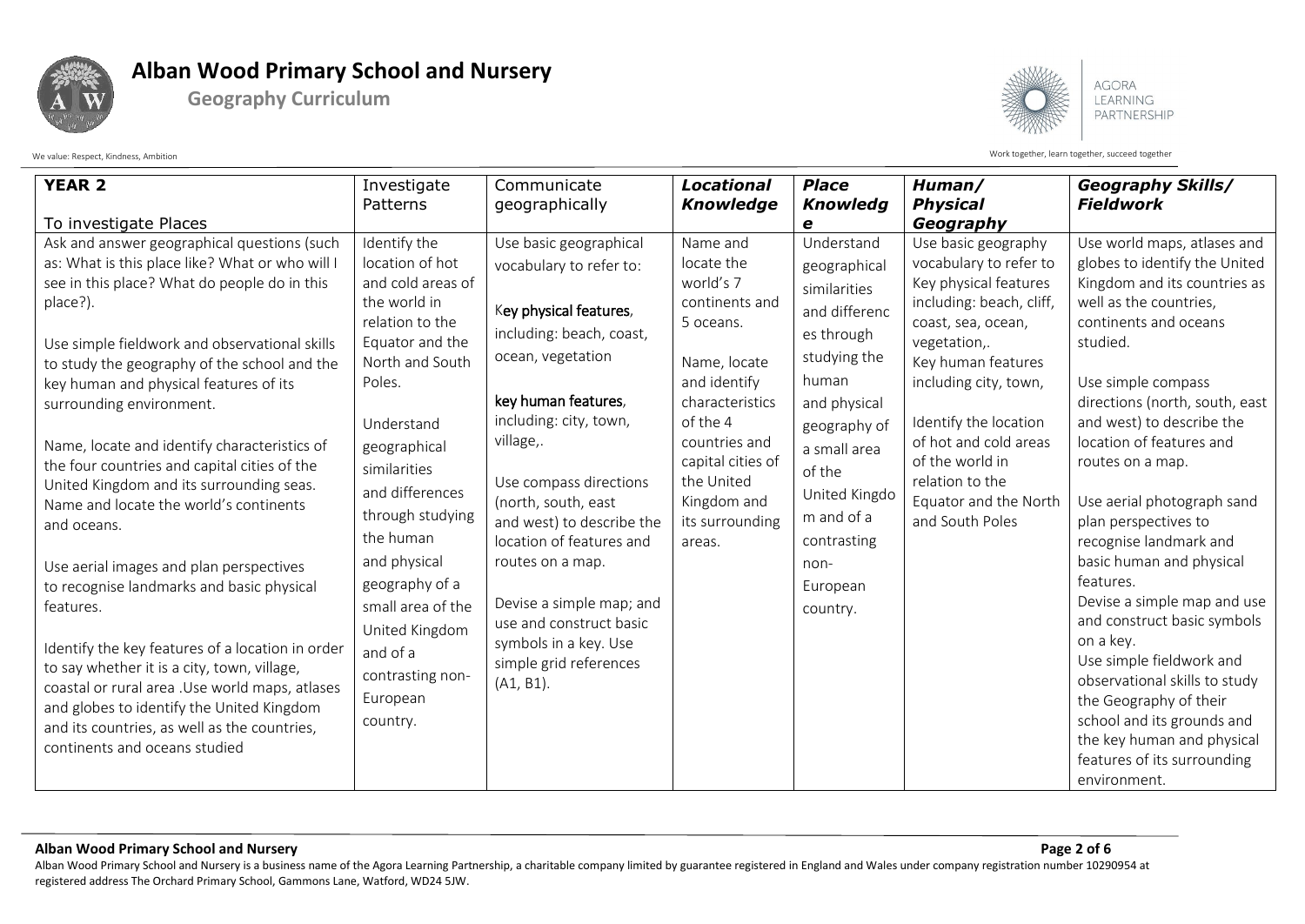| YEAR 2<br><br>To investigate Places | Investigate Patterns | Communicate geographically | ***Locational Knowledge*** | ***Place Knowledge*** | ***Human/ Physical Geography*** | ***Geography Skills/ Fieldwork*** |
|---|---|---|---|---|---|---|
| Ask and answer geographical questions (such as: What is this place like? What or who will I see in this place? What do people do in this place?).<br><br>Use simple fieldwork and observational skills to study the geography of the school and the key human and physical features of its surrounding environment.<br><br>Name, locate and identify characteristics of the four countries and capital cities of the United Kingdom and its surrounding seas. Name and locate the world's continents and oceans.<br><br>Use aerial images and plan perspectives to recognise landmarks and basic physical features.<br><br>Identify the key features of a location in order to say whether it is a city, town, village, coastal or rural area .Use world maps, atlases and globes to identify the United Kingdom and its countries, as well as the countries, continents and oceans studied | Identify the location of hot and cold areas of the world in relation to the Equator and the North and South Poles.<br><br>Understand geographical similarities and differences through studying the human and physical geography of a small area of the United Kingdom and of a contrasting non-European country. | Use basic geographical vocabulary to refer to:<br><br>Key physical features, including: beach, coast, ocean, vegetation<br><br>key human features, including: city, town, village,.<br><br>Use compass directions (north, south, east and west) to describe the location of features and routes on a map.<br><br>Devise a simple map; and use and construct basic symbols in a key. Use simple grid references (A1, B1). | Name and locate the world's 7 continents and 5 oceans.<br><br>Name, locate and identify characteristics of the 4 countries and capital cities of the United Kingdom and its surrounding areas. | Understand geographical similarities and differences through studying the human and physical geography of a small area of the United Kingdom and of a contrasting non-European country. | Use basic geography vocabulary to refer to Key physical features including: beach, cliff, coast, sea, ocean, vegetation,.<br>Key human features including city, town,<br><br>Identify the location of hot and cold areas of the world in relation to the Equator and the North and South Poles | Use world maps, atlases and globes to identify the United Kingdom and its countries as well as the countries, continents and oceans studied.<br><br>Use simple compass directions (north, south, east and west) to describe the location of features and routes on a map.<br><br>Use aerial photograph sand plan perspectives to recognise landmark and basic human and physical features.<br>Devise a simple map and use and construct basic symbols on a key.<br>Use simple fieldwork and observational skills to study the Geography of their school and its grounds and the key human and physical features of its surrounding environment. |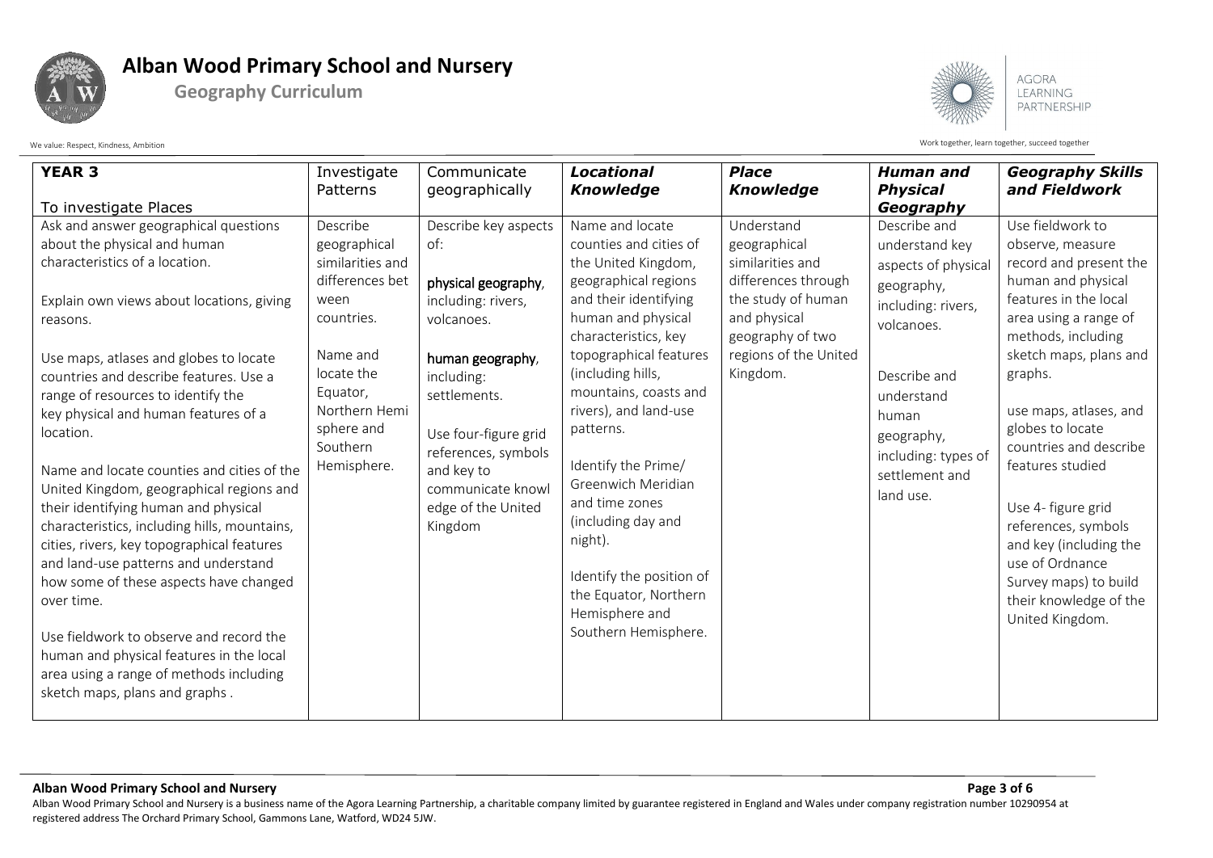# Alban Wood Primary School and Nursery

**Geography Curriculum**

We value: Respect, Kindness, Ambition

Work together, learn together, succeed together

| **YEAR 3**<br><br>To investigate Places | Investigate Patterns | Communicate geographically | ***Locational Knowledge*** | ***Place Knowledge*** | ***Human and Physical Geography*** | ***Geography Skills and Fieldwork*** |
|---|---|---|---|---|---|---|
| Ask and answer geographical questions about the physical and human characteristics of a location.<br><br>Explain own views about locations, giving reasons.<br><br>Use maps, atlases and globes to locate countries and describe features. Use a range of resources to identify the key physical and human features of a location.<br><br>Name and locate counties and cities of the United Kingdom, geographical regions and their identifying human and physical characteristics, including hills, mountains, cities, rivers, key topographical features and land-use patterns and understand how some of these aspects have changed over time.<br><br>Use fieldwork to observe and record the human and physical features in the local area using a range of methods including sketch maps, plans and graphs . | Describe geographical similarities and differences bet ween countries.<br><br>Name and locate the Equator, Northern Hemi sphere and Southern Hemisphere. | Describe key aspects of:<br><br>physical geography, including: rivers, volcanoes.<br><br>human geography, including: settlements.<br><br>Use four-figure grid references, symbols and key to communicate knowl edge of the United Kingdom | Name and locate counties and cities of the United Kingdom, geographical regions and their identifying human and physical characteristics, key topographical features (including hills, mountains, coasts and rivers), and land-use patterns.<br><br>Identify the Prime/ Greenwich Meridian and time zones (including day and night).<br><br>Identify the position of the Equator, Northern Hemisphere and Southern Hemisphere. | Understand geographical similarities and differences through the study of human and physical geography of two regions of the United Kingdom. | Describe and understand key aspects of physical geography, including: rivers, volcanoes.<br><br>Describe and understand human geography, including: types of settlement and land use. | Use fieldwork to observe, measure record and present the human and physical features in the local area using a range of methods, including sketch maps, plans and graphs.<br><br>use maps, atlases, and globes to locate countries and describe features studied<br><br>Use 4- figure grid references, symbols and key (including the use of Ordnance Survey maps) to build their knowledge of the United Kingdom. |

**Alban Wood Primary School and Nursery**

Alban Wood Primary School and Nursery is a business name of the Agora Learning Partnership, a charitable company limited by guarantee registered in England and Wales under company registration number 10290954 at registered address The Orchard Primary School, Gammons Lane, Watford, WD24 5JW.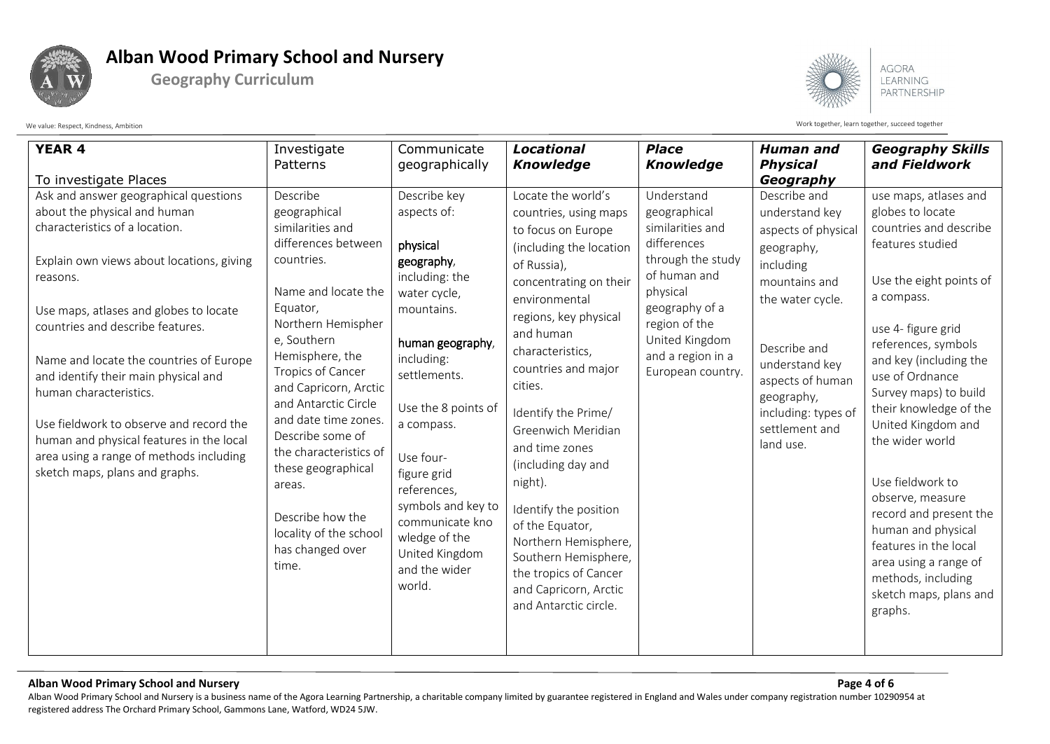| YEAR 4<br><br>To investigate Places | Investigate Patterns | Communicate geographically | ***Locational Knowledge*** | ***Place Knowledge*** | ***Human and Physical Geography*** | ***Geography Skills and Fieldwork*** |
|---|---|---|---|---|---|---|
| Ask and answer geographical questions about the physical and human characteristics of a location.<br><br>Explain own views about locations, giving reasons.<br><br>Use maps, atlases and globes to locate countries and describe features.<br><br>Name and locate the countries of Europe and identify their main physical and human characteristics.<br><br>Use fieldwork to observe and record the human and physical features in the local area using a range of methods including sketch maps, plans and graphs. | Describe geographical similarities and differences between countries.<br><br>Name and locate the Equator, Northern Hemisphere, Southern Hemisphere, the Tropics of Cancer and Capricorn, Arctic and Antarctic Circle and date time zones. Describe some of the characteristics of these geographical areas.<br><br>Describe how the locality of the school has changed over time. | Describe key aspects of:<br><br>physical geography, including: the water cycle, mountains.<br><br>human geography, including: settlements.<br><br>Use the 8 points of a compass.<br><br>Use four-figure grid references, symbols and key to communicate knowledge of the United Kingdom and the wider world. | Locate the world's countries, using maps to focus on Europe (including the location of Russia), concentrating on their environmental regions, key physical and human characteristics, countries and major cities.<br><br>Identify the Prime/ Greenwich Meridian and time zones (including day and night).<br><br>Identify the position of the Equator, Northern Hemisphere, Southern Hemisphere, the tropics of Cancer and Capricorn, Arctic and Antarctic circle. | Understand geographical similarities and differences through the study of human and physical geography of a region of the United Kingdom and a region in a European country. | Describe and understand key aspects of physical geography, including mountains and the water cycle.<br><br>Describe and understand key aspects of human geography, including: types of settlement and land use. | use maps, atlases and globes to locate countries and describe features studied<br><br>Use the eight points of a compass.<br><br>use 4- figure grid references, symbols and key (including the use of Ordnance Survey maps) to build their knowledge of the United Kingdom and the wider world<br><br>Use fieldwork to observe, measure record and present the human and physical features in the local area using a range of methods, including sketch maps, plans and graphs. |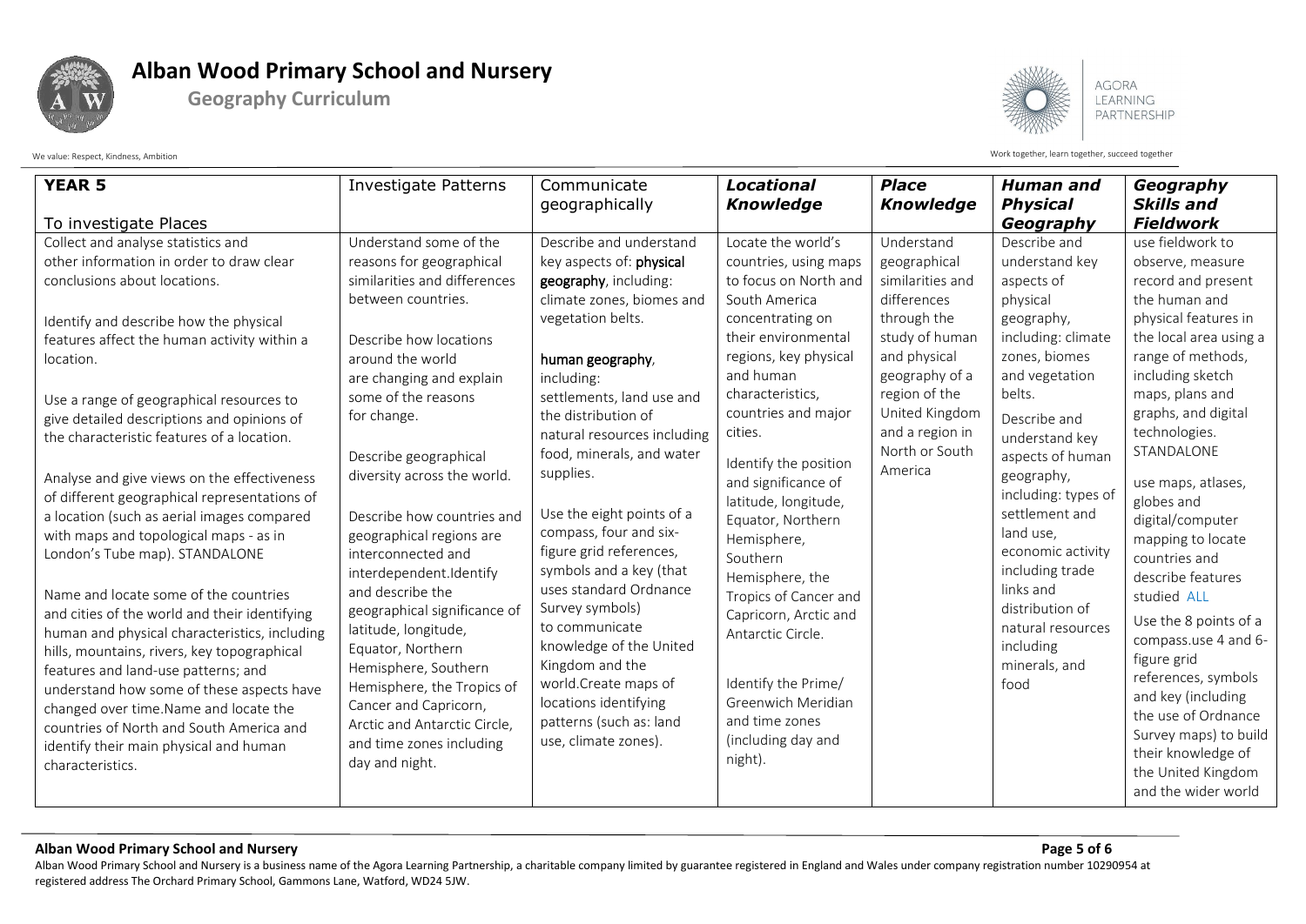| YEAR 5<br><br>To investigate Places | Investigate Patterns | Communicate geographically | *Locational Knowledge* | *Place Knowledge* | *Human and Physical Geography* | *Geography Skills and Fieldwork* |
|---|---|---|---|---|---|---|
| Collect and analyse statistics and other information in order to draw clear conclusions about locations.<br><br>Identify and describe how the physical features affect the human activity within a location.<br><br>Use a range of geographical resources to give detailed descriptions and opinions of the characteristic features of a location.<br><br>Analyse and give views on the effectiveness of different geographical representations of a location (such as aerial images compared with maps and topological maps - as in London's Tube map). STANDALONE<br><br>Name and locate some of the countries and cities of the world and their identifying human and physical characteristics, including hills, mountains, rivers, key topographical features and land-use patterns; and understand how some of these aspects have changed over time.Name and locate the countries of North and South America and identify their main physical and human characteristics. | Understand some of the reasons for geographical similarities and differences between countries.<br><br>Describe how locations around the world are changing and explain some of the reasons for change.<br><br>Describe geographical diversity across the world.<br><br>Describe how countries and geographical regions are interconnected and interdependent.Identify and describe the geographical significance of latitude, longitude, Equator, Northern Hemisphere, Southern Hemisphere, the Tropics of Cancer and Capricorn, Arctic and Antarctic Circle, and time zones including day and night. | Describe and understand key aspects of: **physical geography**, including: climate zones, biomes and vegetation belts.<br><br>human geography, including: settlements, land use and the distribution of natural resources including food, minerals, and water supplies.<br><br>Use the eight points of a compass, four and six-figure grid references, symbols and a key (that uses standard Ordnance Survey symbols) to communicate knowledge of the United Kingdom and the world.Create maps of locations identifying patterns (such as: land use, climate zones). | Locate the world's countries, using maps to focus on North and South America concentrating on their environmental regions, key physical and human characteristics, countries and major cities.<br><br>Identify the position and significance of latitude, longitude, Equator, Northern Hemisphere, Southern Hemisphere, the Tropics of Cancer and Capricorn, Arctic and Antarctic Circle.<br><br>Identify the Prime/ Greenwich Meridian and time zones (including day and night). | Understand geographical similarities and differences through the study of human and physical geography of a region of the United Kingdom and a region in North or South America | Describe and understand key aspects of physical geography, including: climate zones, biomes and vegetation belts.<br><br>Describe and understand key aspects of human geography, including: types of settlement and land use, economic activity including trade links and distribution of natural resources including minerals, and food | use fieldwork to observe, measure record and present the human and physical features in the local area using a range of methods, including sketch maps, plans and graphs, and digital technologies. STANDALONE<br><br>use maps, atlases, globes and digital/computer mapping to locate countries and describe features studied ALL<br><br>Use the 8 points of a compass.use 4 and 6-figure grid references, symbols and key (including the use of Ordnance Survey maps) to build their knowledge of the United Kingdom and the wider world |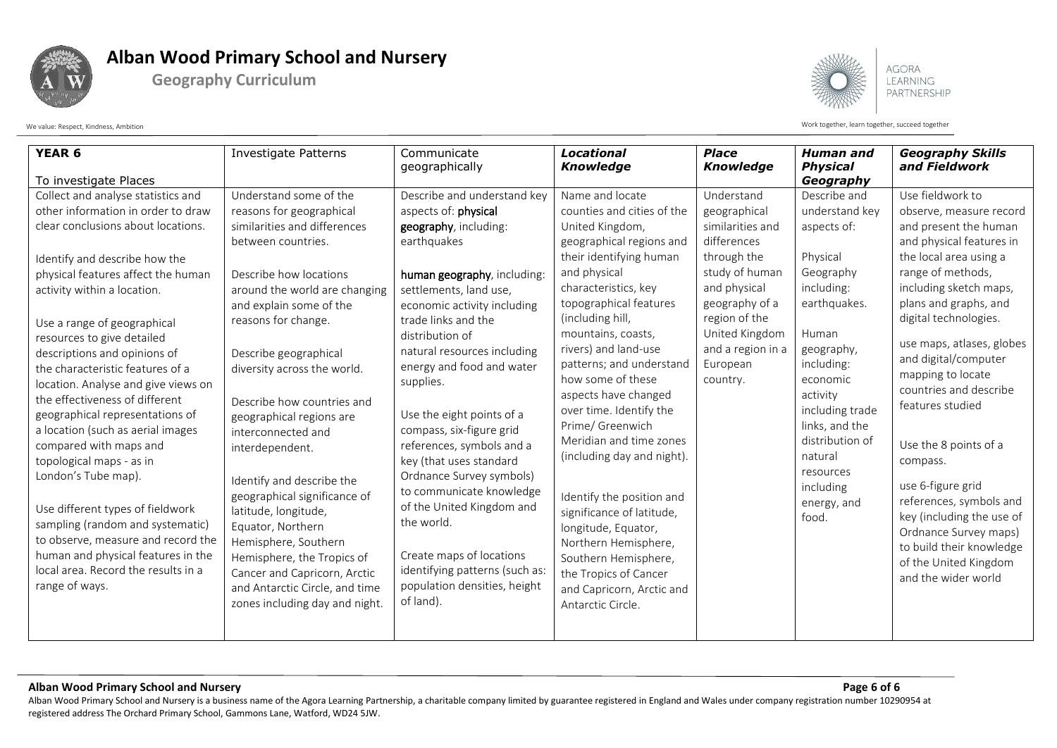| YEAR 6<br><br>To investigate Places | Investigate Patterns | Communicate geographically | ***Locational Knowledge*** | ***Place Knowledge*** | ***Human and Physical Geography*** | ***Geography Skills and Fieldwork*** |
|---|---|---|---|---|---|---|
| Collect and analyse statistics and other information in order to draw clear conclusions about locations.<br><br>Identify and describe how the physical features affect the human activity within a location.<br><br>Use a range of geographical resources to give detailed descriptions and opinions of the characteristic features of a location. Analyse and give views on the effectiveness of different geographical representations of a location (such as aerial images compared with maps and topological maps - as in London's Tube map).<br><br>Use different types of fieldwork sampling (random and systematic) to observe, measure and record the human and physical features in the local area. Record the results in a range of ways. | Understand some of the reasons for geographical similarities and differences between countries.<br><br>Describe how locations around the world are changing and explain some of the reasons for change.<br><br>Describe geographical diversity across the world.<br><br>Describe how countries and geographical regions are interconnected and interdependent.<br><br>Identify and describe the geographical significance of latitude, longitude, Equator, Northern Hemisphere, Southern Hemisphere, the Tropics of Cancer and Capricorn, Arctic and Antarctic Circle, and time zones including day and night. | Describe and understand key aspects of: **physical geography**, including: earthquakes<br><br>**human geography**, including: settlements, land use, economic activity including trade links and the distribution of natural resources including energy and food and water supplies.<br><br>Use the eight points of a compass, six-figure grid references, symbols and a key (that uses standard Ordnance Survey symbols) to communicate knowledge of the United Kingdom and the world.<br><br>Create maps of locations identifying patterns (such as: population densities, height of land). | Name and locate counties and cities of the United Kingdom, geographical regions and their identifying human and physical characteristics, key topographical features (including hill, mountains, coasts, rivers) and land-use patterns; and understand how some of these aspects have changed over time. Identify the Prime/ Greenwich Meridian and time zones (including day and night).<br><br>Identify the position and significance of latitude, longitude, Equator, Northern Hemisphere, Southern Hemisphere, the Tropics of Cancer and Capricorn, Arctic and Antarctic Circle. | Understand geographical similarities and differences through the study of human and physical geography of a region of the United Kingdom and a region in a European country. | Describe and understand key aspects of:<br><br>Physical Geography including: earthquakes.<br><br>Human geography, including: economic activity including trade links, and the distribution of natural resources including energy, and food. | Use fieldwork to observe, measure record and present the human and physical features in the local area using a range of methods, including sketch maps, plans and graphs, and digital technologies.<br><br>use maps, atlases, globes and digital/computer mapping to locate countries and describe features studied<br><br>Use the 8 points of a compass.<br><br>use 6-figure grid references, symbols and key (including the use of Ordnance Survey maps) to build their knowledge of the United Kingdom and the wider world |